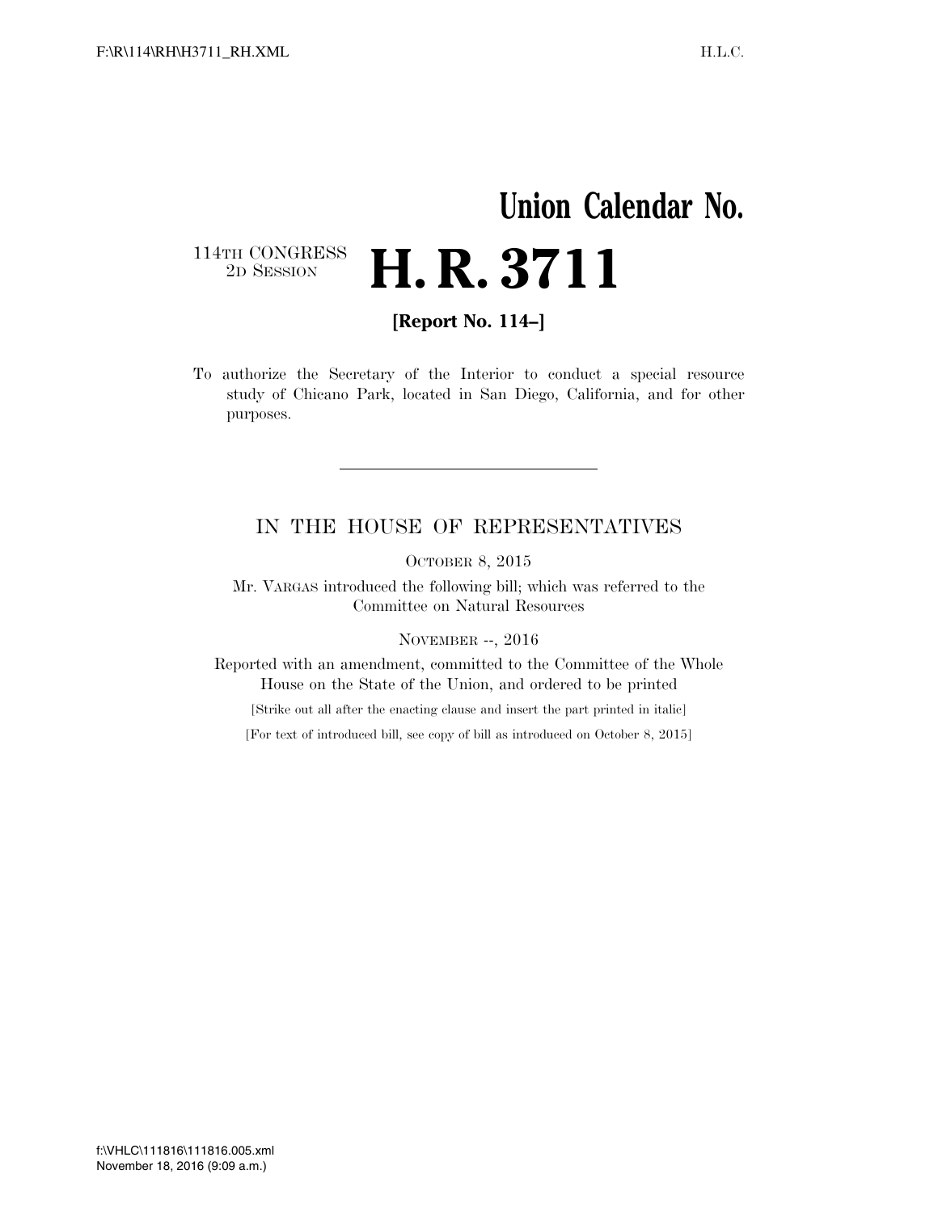# Union Calendar No.

114TH CONGRESS
2D SESSION

# H. R. 3711

**[Report No. 114–]**

To authorize the Secretary of the Interior to conduct a special resource study of Chicano Park, located in San Diego, California, and for other purposes.

---

IN THE HOUSE OF REPRESENTATIVES

OCTOBER 8, 2015

Mr. VARGAS introduced the following bill; which was referred to the Committee on Natural Resources

NOVEMBER --, 2016

Reported with an amendment, committed to the Committee of the Whole House on the State of the Union, and ordered to be printed

[Strike out all after the enacting clause and insert the part printed in italic]

[For text of introduced bill, see copy of bill as introduced on October 8, 2015]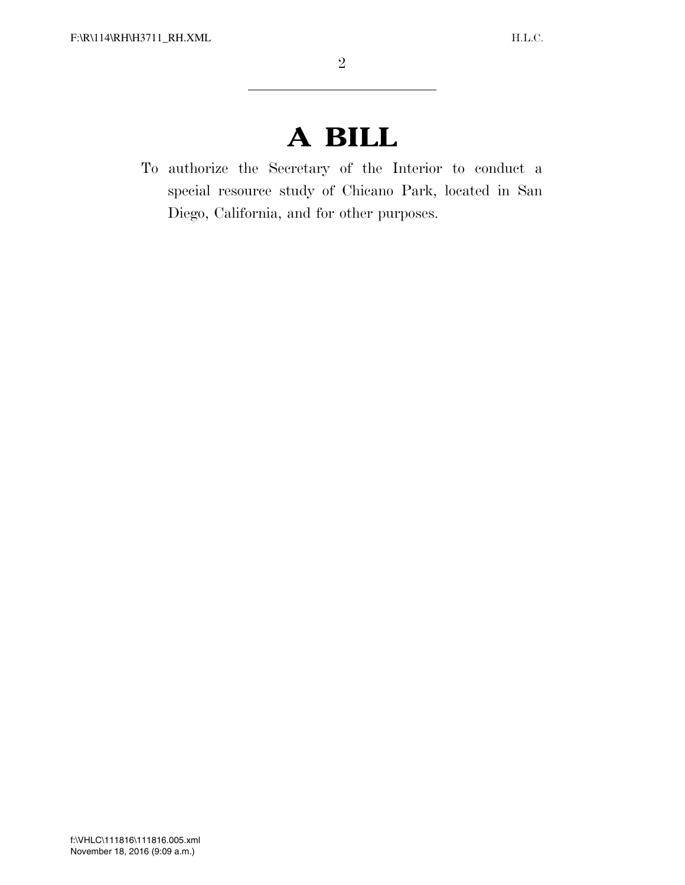# A BILL

To authorize the Secretary of the Interior to conduct a special resource study of Chicano Park, located in San Diego, California, and for other purposes.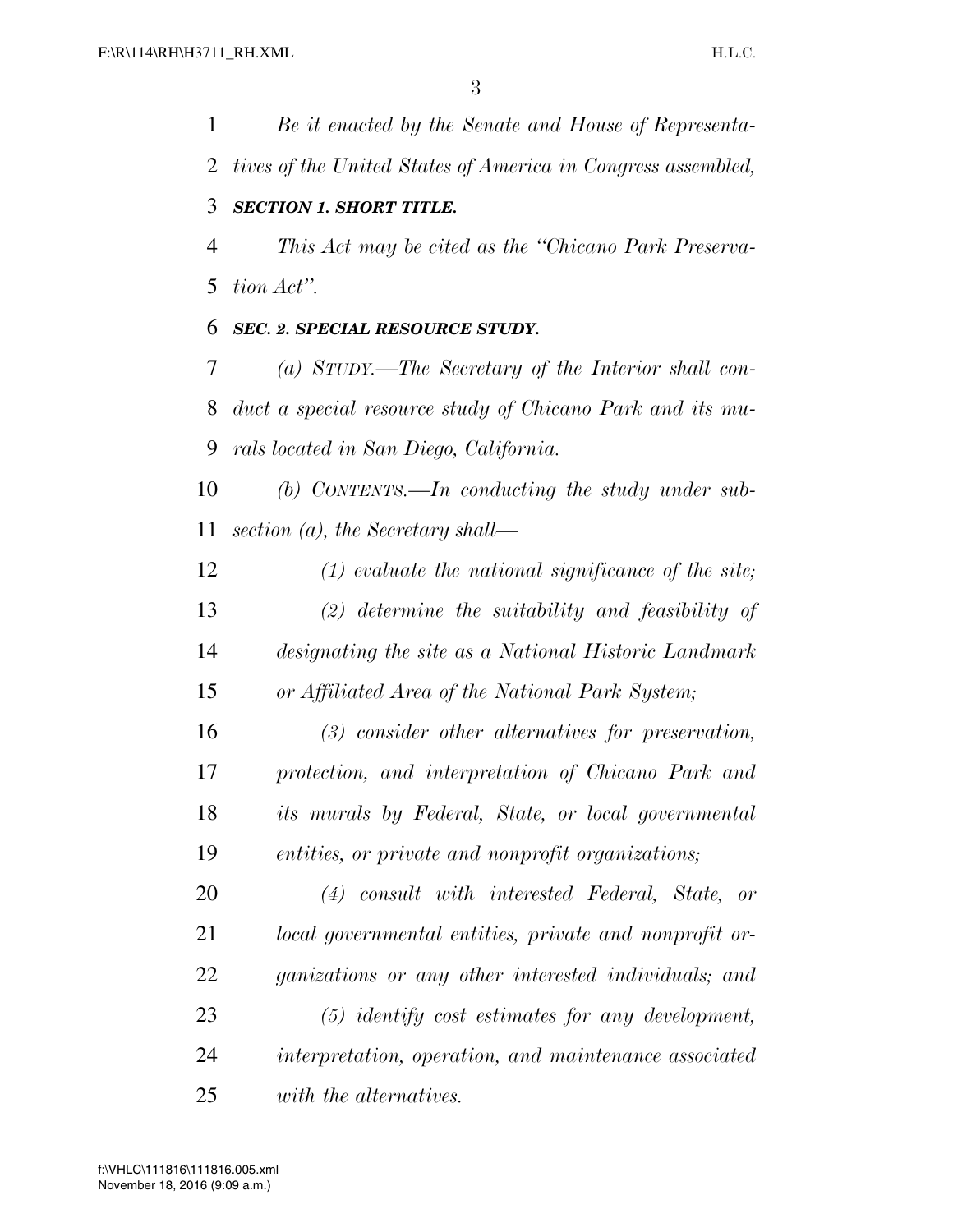*Be it enacted by the Senate and House of Representatives of the United States of America in Congress assembled,*

***SECTION 1. SHORT TITLE.***

*This Act may be cited as the "Chicano Park Preservation Act".*

***SEC. 2. SPECIAL RESOURCE STUDY.***

*(a) STUDY.—The Secretary of the Interior shall conduct a special resource study of Chicano Park and its murals located in San Diego, California.*

*(b) CONTENTS.—In conducting the study under subsection (a), the Secretary shall—*

*(1) evaluate the national significance of the site;*

*(2) determine the suitability and feasibility of designating the site as a National Historic Landmark or Affiliated Area of the National Park System;*

*(3) consider other alternatives for preservation, protection, and interpretation of Chicano Park and its murals by Federal, State, or local governmental entities, or private and nonprofit organizations;*

*(4) consult with interested Federal, State, or local governmental entities, private and nonprofit organizations or any other interested individuals; and*

*(5) identify cost estimates for any development, interpretation, operation, and maintenance associated with the alternatives.*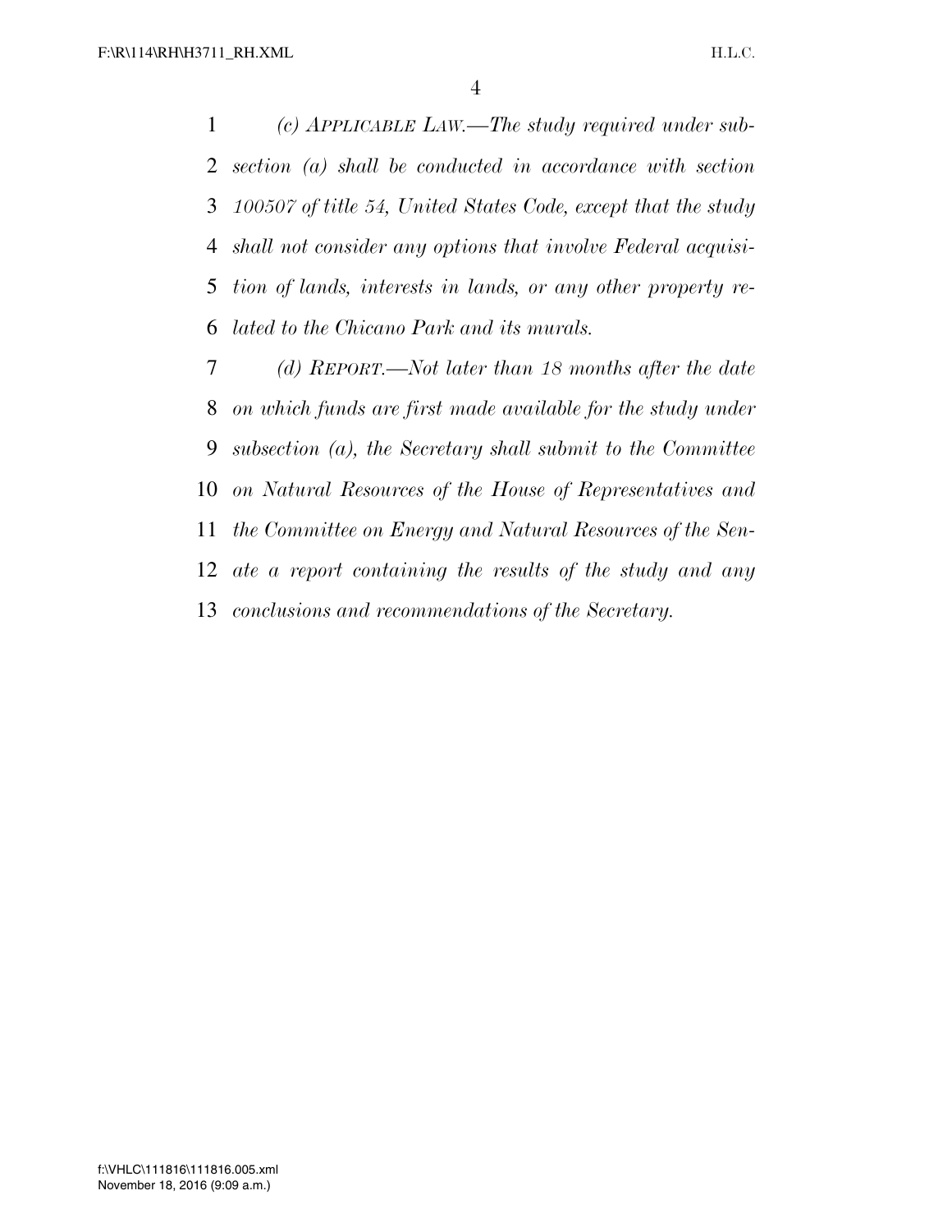*(c) APPLICABLE LAW.—The study required under subsection (a) shall be conducted in accordance with section 100507 of title 54, United States Code, except that the study shall not consider any options that involve Federal acquisition of lands, interests in lands, or any other property related to the Chicano Park and its murals.*

*(d) REPORT.—Not later than 18 months after the date on which funds are first made available for the study under subsection (a), the Secretary shall submit to the Committee on Natural Resources of the House of Representatives and the Committee on Energy and Natural Resources of the Senate a report containing the results of the study and any conclusions and recommendations of the Secretary.*